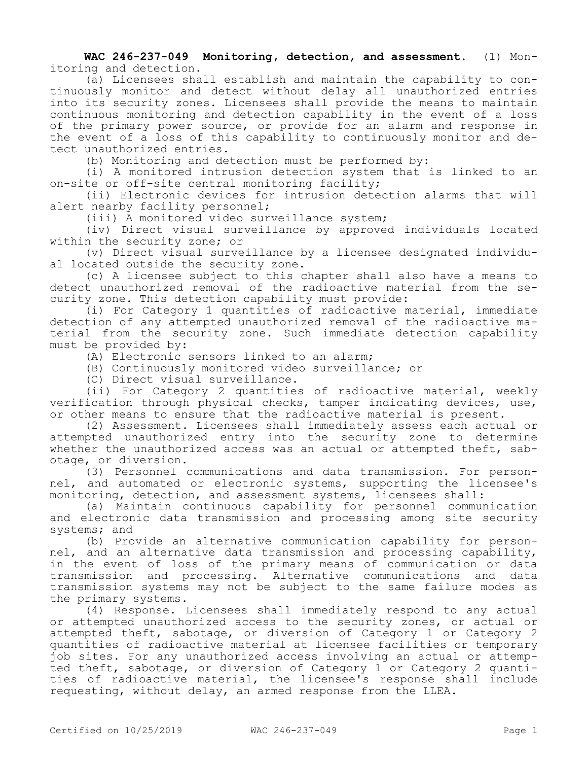**WAC 246-237-049 Monitoring, detection, and assessment.** (1) Monitoring and detection.

(a) Licensees shall establish and maintain the capability to continuously monitor and detect without delay all unauthorized entries into its security zones. Licensees shall provide the means to maintain continuous monitoring and detection capability in the event of a loss of the primary power source, or provide for an alarm and response in the event of a loss of this capability to continuously monitor and detect unauthorized entries.

(b) Monitoring and detection must be performed by:

(i) A monitored intrusion detection system that is linked to an on-site or off-site central monitoring facility;

(ii) Electronic devices for intrusion detection alarms that will alert nearby facility personnel;

(iii) A monitored video surveillance system;

(iv) Direct visual surveillance by approved individuals located within the security zone; or

(v) Direct visual surveillance by a licensee designated individual located outside the security zone.

(c) A licensee subject to this chapter shall also have a means to detect unauthorized removal of the radioactive material from the security zone. This detection capability must provide:

(i) For Category 1 quantities of radioactive material, immediate detection of any attempted unauthorized removal of the radioactive material from the security zone. Such immediate detection capability must be provided by:

(A) Electronic sensors linked to an alarm;

(B) Continuously monitored video surveillance; or

(C) Direct visual surveillance.

(ii) For Category 2 quantities of radioactive material, weekly verification through physical checks, tamper indicating devices, use, or other means to ensure that the radioactive material is present.

(2) Assessment. Licensees shall immediately assess each actual or attempted unauthorized entry into the security zone to determine whether the unauthorized access was an actual or attempted theft, sabotage, or diversion.

(3) Personnel communications and data transmission. For personnel, and automated or electronic systems, supporting the licensee's monitoring, detection, and assessment systems, licensees shall:

(a) Maintain continuous capability for personnel communication and electronic data transmission and processing among site security systems; and

(b) Provide an alternative communication capability for personnel, and an alternative data transmission and processing capability, in the event of loss of the primary means of communication or data transmission and processing. Alternative communications and data transmission systems may not be subject to the same failure modes as the primary systems.

(4) Response. Licensees shall immediately respond to any actual or attempted unauthorized access to the security zones, or actual or attempted theft, sabotage, or diversion of Category 1 or Category 2 quantities of radioactive material at licensee facilities or temporary job sites. For any unauthorized access involving an actual or attempted theft, sabotage, or diversion of Category 1 or Category 2 quantities of radioactive material, the licensee's response shall include requesting, without delay, an armed response from the LLEA.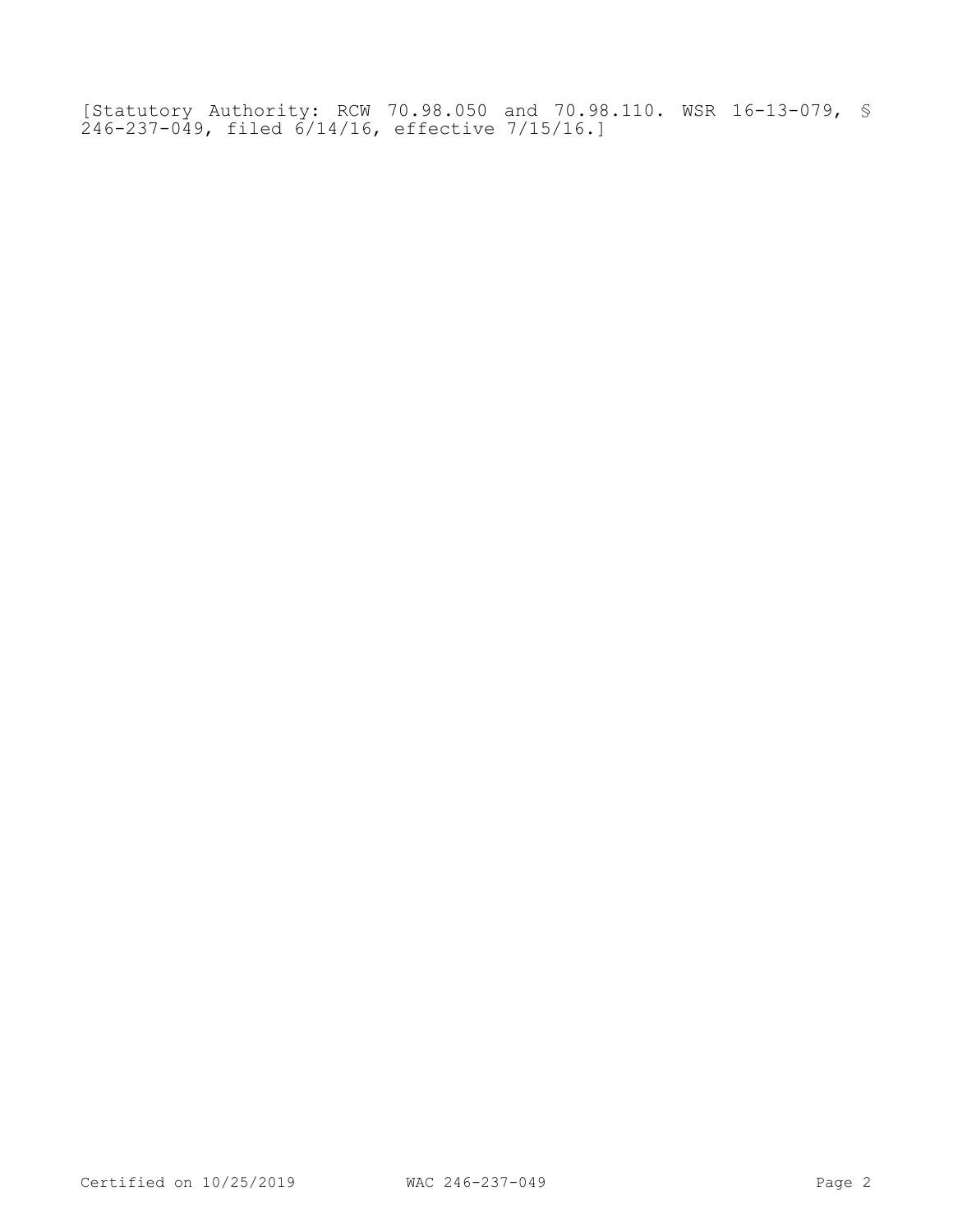[Statutory Authority: RCW 70.98.050 and 70.98.110. WSR 16-13-079, § 246-237-049, filed 6/14/16, effective 7/15/16.]